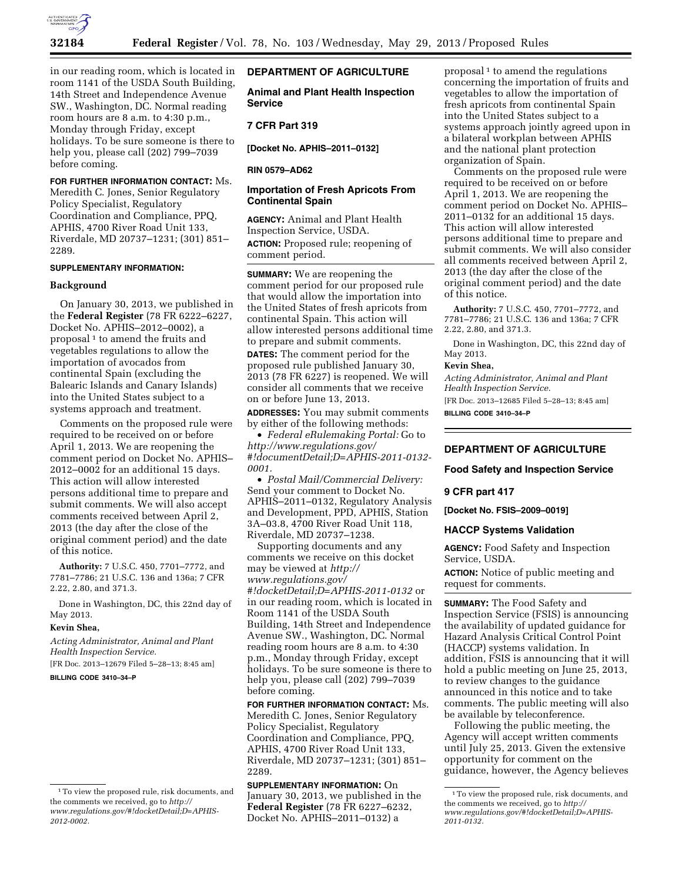in our reading room, which is located in room 1141 of the USDA South Building, 14th Street and Independence Avenue SW., Washington, DC. Normal reading room hours are 8 a.m. to 4:30 p.m., Monday through Friday, except holidays. To be sure someone is there to help you, please call (202) 799–7039 before coming.

**FOR FURTHER INFORMATION CONTACT:** Ms. Meredith C. Jones, Senior Regulatory Policy Specialist, Regulatory Coordination and Compliance, PPQ, APHIS, 4700 River Road Unit 133, Riverdale, MD 20737–1231; (301) 851–2289.

**SUPPLEMENTARY INFORMATION:**

**Background**

On January 30, 2013, we published in the **Federal Register** (78 FR 6222–6227, Docket No. APHIS–2012–0002), a proposal [1] to amend the fruits and vegetables regulations to allow the importation of avocados from continental Spain (excluding the Balearic Islands and Canary Islands) into the United States subject to a systems approach and treatment.

Comments on the proposed rule were required to be received on or before April 1, 2013. We are reopening the comment period on Docket No. APHIS–2012–0002 for an additional 15 days. This action will allow interested persons additional time to prepare and submit comments. We will also accept comments received between April 2, 2013 (the day after the close of the original comment period) and the date of this notice.

**Authority:** 7 U.S.C. 450, 7701–7772, and 7781–7786; 21 U.S.C. 136 and 136a; 7 CFR 2.22, 2.80, and 371.3.

Done in Washington, DC, this 22nd day of May 2013.

**Kevin Shea,**

*Acting Administrator, Animal and Plant Health Inspection Service.*

[FR Doc. 2013–12679 Filed 5–28–13; 8:45 am]

**BILLING CODE 3410–34–P**

[1] To view the proposed rule, risk documents, and the comments we received, go to *http://www.regulations.gov/#!docketDetail;D=APHIS-2012-0002.*

---

**DEPARTMENT OF AGRICULTURE**

**Animal and Plant Health Inspection Service**

**7 CFR Part 319**

**[Docket No. APHIS–2011–0132]**

**RIN 0579–AD62**

**Importation of Fresh Apricots From Continental Spain**

**AGENCY:** Animal and Plant Health Inspection Service, USDA.

**ACTION:** Proposed rule; reopening of comment period.

**SUMMARY:** We are reopening the comment period for our proposed rule that would allow the importation into the United States of fresh apricots from continental Spain. This action will allow interested persons additional time to prepare and submit comments.

**DATES:** The comment period for the proposed rule published January 30, 2013 (78 FR 6227) is reopened. We will consider all comments that we receive on or before June 13, 2013.

**ADDRESSES:** You may submit comments by either of the following methods:

- *Federal eRulemaking Portal:* Go to *http://www.regulations.gov/#!documentDetail;D=APHIS-2011-0132-0001.*
- *Postal Mail/Commercial Delivery:* Send your comment to Docket No. APHIS–2011–0132, Regulatory Analysis and Development, PPD, APHIS, Station 3A–03.8, 4700 River Road Unit 118, Riverdale, MD 20737–1238.

Supporting documents and any comments we receive on this docket may be viewed at *http://www.regulations.gov/#!docketDetail;D=APHIS-2011-0132* or in our reading room, which is located in Room 1141 of the USDA South Building, 14th Street and Independence Avenue SW., Washington, DC. Normal reading room hours are 8 a.m. to 4:30 p.m., Monday through Friday, except holidays. To be sure someone is there to help you, please call (202) 799–7039 before coming.

**FOR FURTHER INFORMATION CONTACT:** Ms. Meredith C. Jones, Senior Regulatory Policy Specialist, Regulatory Coordination and Compliance, PPQ, APHIS, 4700 River Road Unit 133, Riverdale, MD 20737–1231; (301) 851–2289.

**SUPPLEMENTARY INFORMATION:** On January 30, 2013, we published in the **Federal Register** (78 FR 6227–6232, Docket No. APHIS–2011–0132) a proposal [1] to amend the regulations concerning the importation of fruits and vegetables to allow the importation of fresh apricots from continental Spain into the United States subject to a systems approach jointly agreed upon in a bilateral workplan between APHIS and the national plant protection organization of Spain.

Comments on the proposed rule were required to be received on or before April 1, 2013. We are reopening the comment period on Docket No. APHIS–2011–0132 for an additional 15 days. This action will allow interested persons additional time to prepare and submit comments. We will also consider all comments received between April 2, 2013 (the day after the close of the original comment period) and the date of this notice.

**Authority:** 7 U.S.C. 450, 7701–7772, and 7781–7786; 21 U.S.C. 136 and 136a; 7 CFR 2.22, 2.80, and 371.3.

Done in Washington, DC, this 22nd day of May 2013.

**Kevin Shea,**

*Acting Administrator, Animal and Plant Health Inspection Service.*

[FR Doc. 2013–12685 Filed 5–28–13; 8:45 am]

**BILLING CODE 3410–34–P**

[1] To view the proposed rule, risk documents, and the comments we received, go to *http://www.regulations.gov/#!docketDetail;D=APHIS-2011-0132.*

---

**DEPARTMENT OF AGRICULTURE**

**Food Safety and Inspection Service**

**9 CFR part 417**

**[Docket No. FSIS–2009–0019]**

**HACCP Systems Validation**

**AGENCY:** Food Safety and Inspection Service, USDA.

**ACTION:** Notice of public meeting and request for comments.

**SUMMARY:** The Food Safety and Inspection Service (FSIS) is announcing the availability of updated guidance for Hazard Analysis Critical Control Point (HACCP) systems validation. In addition, FSIS is announcing that it will hold a public meeting on June 25, 2013, to review changes to the guidance announced in this notice and to take comments. The public meeting will also be available by teleconference.

Following the public meeting, the Agency will accept written comments until July 25, 2013. Given the extensive opportunity for comment on the guidance, however, the Agency believes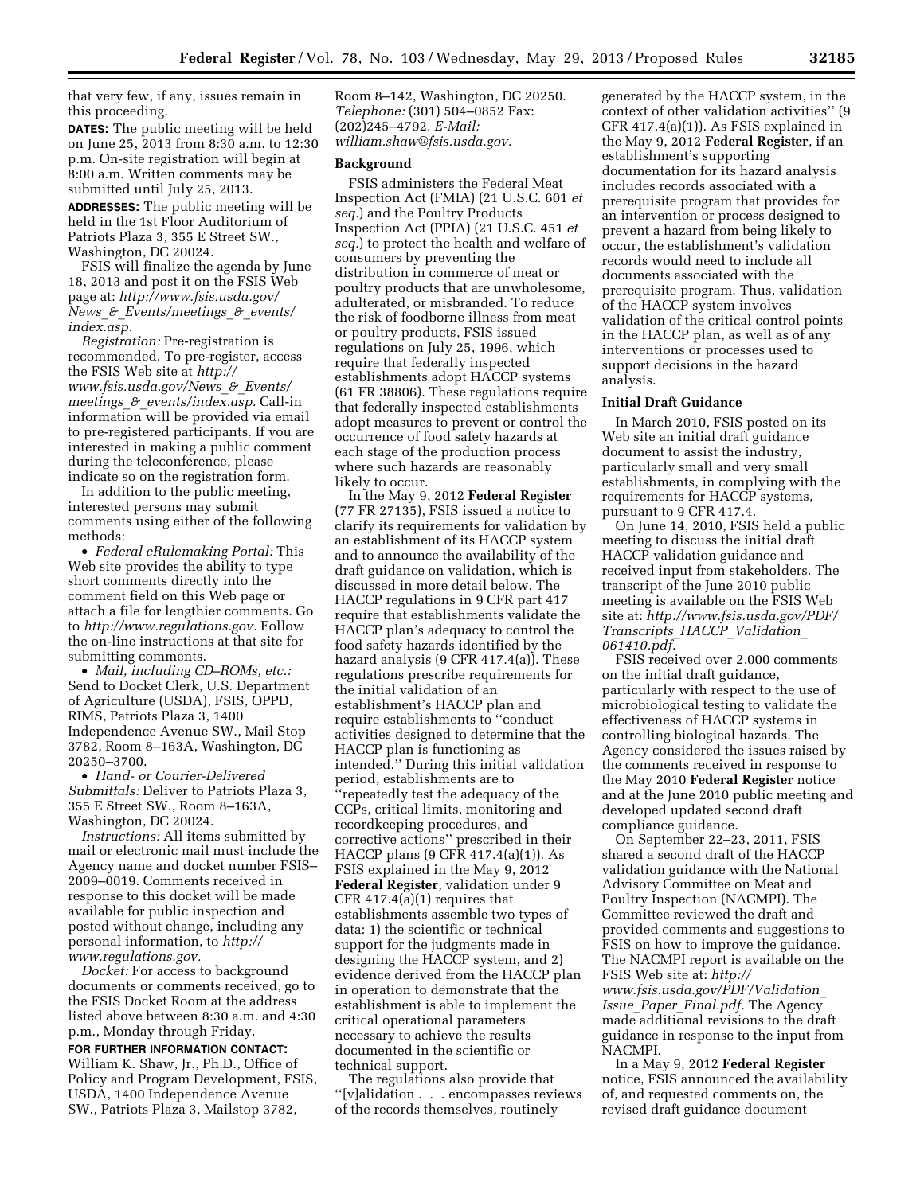that very few, if any, issues remain in this proceeding.

**DATES:** The public meeting will be held on June 25, 2013 from 8:30 a.m. to 12:30 p.m. On-site registration will begin at 8:00 a.m. Written comments may be submitted until July 25, 2013.

**ADDRESSES:** The public meeting will be held in the 1st Floor Auditorium of Patriots Plaza 3, 355 E Street SW., Washington, DC 20024.

FSIS will finalize the agenda by June 18, 2013 and post it on the FSIS Web page at: *http://www.fsis.usda.gov/News_&_Events/meetings_&_events/index.asp.*

*Registration:* Pre-registration is recommended. To pre-register, access the FSIS Web site at *http://www.fsis.usda.gov/News_&_Events/meetings_&_events/index.asp.* Call-in information will be provided via email to pre-registered participants. If you are interested in making a public comment during the teleconference, please indicate so on the registration form.

In addition to the public meeting, interested persons may submit comments using either of the following methods:

- *Federal eRulemaking Portal:* This Web site provides the ability to type short comments directly into the comment field on this Web page or attach a file for lengthier comments. Go to *http://www.regulations.gov.* Follow the on-line instructions at that site for submitting comments.
- *Mail, including CD–ROMs, etc.:* Send to Docket Clerk, U.S. Department of Agriculture (USDA), FSIS, OPPD, RIMS, Patriots Plaza 3, 1400 Independence Avenue SW., Mail Stop 3782, Room 8–163A, Washington, DC 20250–3700.
- *Hand- or Courier-Delivered Submittals:* Deliver to Patriots Plaza 3, 355 E Street SW., Room 8–163A, Washington, DC 20024.

*Instructions:* All items submitted by mail or electronic mail must include the Agency name and docket number FSIS–2009–0019. Comments received in response to this docket will be made available for public inspection and posted without change, including any personal information, to *http://www.regulations.gov.*

*Docket:* For access to background documents or comments received, go to the FSIS Docket Room at the address listed above between 8:30 a.m. and 4:30 p.m., Monday through Friday.

**FOR FURTHER INFORMATION CONTACT:** William K. Shaw, Jr., Ph.D., Office of Policy and Program Development, FSIS, USDA, 1400 Independence Avenue SW., Patriots Plaza 3, Mailstop 3782, Room 8–142, Washington, DC 20250. *Telephone:* (301) 504–0852 Fax: (202)245–4792. *E-Mail: william.shaw@fsis.usda.gov.*

**Background**

FSIS administers the Federal Meat Inspection Act (FMIA) (21 U.S.C. 601 *et seq.*) and the Poultry Products Inspection Act (PPIA) (21 U.S.C. 451 *et seq.*) to protect the health and welfare of consumers by preventing the distribution in commerce of meat or poultry products that are unwholesome, adulterated, or misbranded. To reduce the risk of foodborne illness from meat or poultry products, FSIS issued regulations on July 25, 1996, which require that federally inspected establishments adopt HACCP systems (61 FR 38806). These regulations require that federally inspected establishments adopt measures to prevent or control the occurrence of food safety hazards at each stage of the production process where such hazards are reasonably likely to occur.

In the May 9, 2012 **Federal Register** (77 FR 27135), FSIS issued a notice to clarify its requirements for validation by an establishment of its HACCP system and to announce the availability of the draft guidance on validation, which is discussed in more detail below. The HACCP regulations in 9 CFR part 417 require that establishments validate the HACCP plan's adequacy to control the food safety hazards identified by the hazard analysis (9 CFR 417.4(a)). These regulations prescribe requirements for the initial validation of an establishment's HACCP plan and require establishments to ''conduct activities designed to determine that the HACCP plan is functioning as intended.'' During this initial validation period, establishments are to ''repeatedly test the adequacy of the CCPs, critical limits, monitoring and recordkeeping procedures, and corrective actions'' prescribed in their HACCP plans (9 CFR 417.4(a)(1)). As FSIS explained in the May 9, 2012 **Federal Register**, validation under 9 CFR 417.4(a)(1) requires that establishments assemble two types of data: 1) the scientific or technical support for the judgments made in designing the HACCP system, and 2) evidence derived from the HACCP plan in operation to demonstrate that the establishment is able to implement the critical operational parameters necessary to achieve the results documented in the scientific or technical support.

The regulations also provide that ''[v]alidation . . . encompasses reviews of the records themselves, routinely generated by the HACCP system, in the context of other validation activities'' (9 CFR 417.4(a)(1)). As FSIS explained in the May 9, 2012 **Federal Register**, if an establishment's supporting documentation for its hazard analysis includes records associated with a prerequisite program that provides for an intervention or process designed to prevent a hazard from being likely to occur, the establishment's validation records would need to include all documents associated with the prerequisite program. Thus, validation of the HACCP system involves validation of the critical control points in the HACCP plan, as well as of any interventions or processes used to support decisions in the hazard analysis.

**Initial Draft Guidance**

In March 2010, FSIS posted on its Web site an initial draft guidance document to assist the industry, particularly small and very small establishments, in complying with the requirements for HACCP systems, pursuant to 9 CFR 417.4.

On June 14, 2010, FSIS held a public meeting to discuss the initial draft HACCP validation guidance and received input from stakeholders. The transcript of the June 2010 public meeting is available on the FSIS Web site at: *http://www.fsis.usda.gov/PDF/Transcripts_HACCP_Validation_061410.pdf.*

FSIS received over 2,000 comments on the initial draft guidance, particularly with respect to the use of microbiological testing to validate the effectiveness of HACCP systems in controlling biological hazards. The Agency considered the issues raised by the comments received in response to the May 2010 **Federal Register** notice and at the June 2010 public meeting and developed updated second draft compliance guidance.

On September 22–23, 2011, FSIS shared a second draft of the HACCP validation guidance with the National Advisory Committee on Meat and Poultry Inspection (NACMPI). The Committee reviewed the draft and provided comments and suggestions to FSIS on how to improve the guidance. The NACMPI report is available on the FSIS Web site at: *http://www.fsis.usda.gov/PDF/Validation_Issue_Paper_Final.pdf.* The Agency made additional revisions to the draft guidance in response to the input from NACMPI.

In a May 9, 2012 **Federal Register** notice, FSIS announced the availability of, and requested comments on, the revised draft guidance document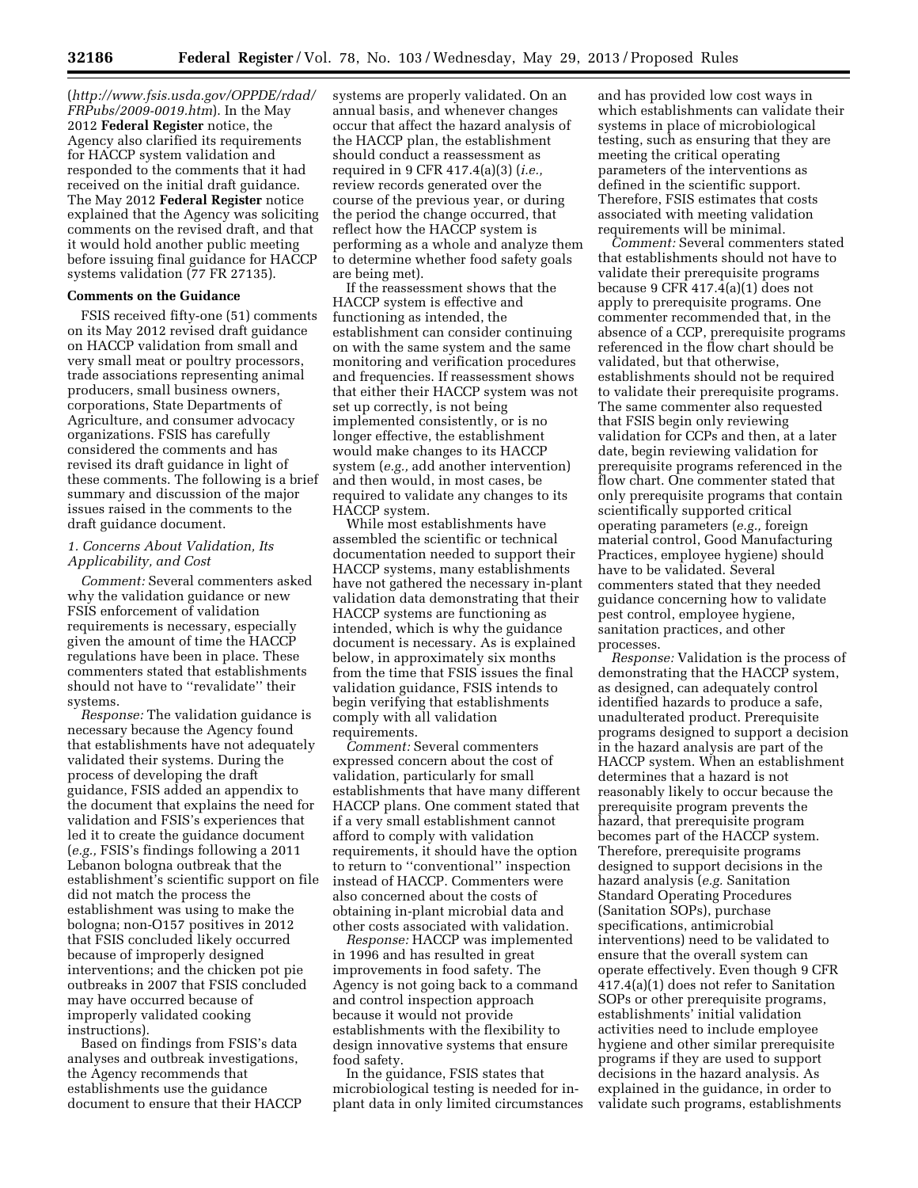(*http://www.fsis.usda.gov/OPPDE/rdad/FRPubs/2009-0019.htm*). In the May 2012 **Federal Register** notice, the Agency also clarified its requirements for HACCP system validation and responded to the comments that it had received on the initial draft guidance. The May 2012 **Federal Register** notice explained that the Agency was soliciting comments on the revised draft, and that it would hold another public meeting before issuing final guidance for HACCP systems validation (77 FR 27135).

**Comments on the Guidance**

FSIS received fifty-one (51) comments on its May 2012 revised draft guidance on HACCP validation from small and very small meat or poultry processors, trade associations representing animal producers, small business owners, corporations, State Departments of Agriculture, and consumer advocacy organizations. FSIS has carefully considered the comments and has revised its draft guidance in light of these comments. The following is a brief summary and discussion of the major issues raised in the comments to the draft guidance document.

*1. Concerns About Validation, Its Applicability, and Cost*

*Comment:* Several commenters asked why the validation guidance or new FSIS enforcement of validation requirements is necessary, especially given the amount of time the HACCP regulations have been in place. These commenters stated that establishments should not have to ''revalidate'' their systems.

*Response:* The validation guidance is necessary because the Agency found that establishments have not adequately validated their systems. During the process of developing the draft guidance, FSIS added an appendix to the document that explains the need for validation and FSIS's experiences that led it to create the guidance document (*e.g.,* FSIS's findings following a 2011 Lebanon bologna outbreak that the establishment's scientific support on file did not match the process the establishment was using to make the bologna; non-O157 positives in 2012 that FSIS concluded likely occurred because of improperly designed interventions; and the chicken pot pie outbreaks in 2007 that FSIS concluded may have occurred because of improperly validated cooking instructions).

Based on findings from FSIS's data analyses and outbreak investigations, the Agency recommends that establishments use the guidance document to ensure that their HACCP systems are properly validated. On an annual basis, and whenever changes occur that affect the hazard analysis of the HACCP plan, the establishment should conduct a reassessment as required in 9 CFR 417.4(a)(3) (*i.e.,* review records generated over the course of the previous year, or during the period the change occurred, that reflect how the HACCP system is performing as a whole and analyze them to determine whether food safety goals are being met).

If the reassessment shows that the HACCP system is effective and functioning as intended, the establishment can consider continuing on with the same system and the same monitoring and verification procedures and frequencies. If reassessment shows that either their HACCP system was not set up correctly, is not being implemented consistently, or is no longer effective, the establishment would make changes to its HACCP system (*e.g.,* add another intervention) and then would, in most cases, be required to validate any changes to its HACCP system.

While most establishments have assembled the scientific or technical documentation needed to support their HACCP systems, many establishments have not gathered the necessary in-plant validation data demonstrating that their HACCP systems are functioning as intended, which is why the guidance document is necessary. As is explained below, in approximately six months from the time that FSIS issues the final validation guidance, FSIS intends to begin verifying that establishments comply with all validation requirements.

*Comment:* Several commenters expressed concern about the cost of validation, particularly for small establishments that have many different HACCP plans. One comment stated that if a very small establishment cannot afford to comply with validation requirements, it should have the option to return to ''conventional'' inspection instead of HACCP. Commenters were also concerned about the costs of obtaining in-plant microbial data and other costs associated with validation.

*Response:* HACCP was implemented in 1996 and has resulted in great improvements in food safety. The Agency is not going back to a command and control inspection approach because it would not provide establishments with the flexibility to design innovative systems that ensure food safety.

In the guidance, FSIS states that microbiological testing is needed for in-plant data in only limited circumstances and has provided low cost ways in which establishments can validate their systems in place of microbiological testing, such as ensuring that they are meeting the critical operating parameters of the interventions as defined in the scientific support. Therefore, FSIS estimates that costs associated with meeting validation requirements will be minimal.

*Comment:* Several commenters stated that establishments should not have to validate their prerequisite programs because 9 CFR 417.4(a)(1) does not apply to prerequisite programs. One commenter recommended that, in the absence of a CCP, prerequisite programs referenced in the flow chart should be validated, but that otherwise, establishments should not be required to validate their prerequisite programs. The same commenter also requested that FSIS begin only reviewing validation for CCPs and then, at a later date, begin reviewing validation for prerequisite programs referenced in the flow chart. One commenter stated that only prerequisite programs that contain scientifically supported critical operating parameters (*e.g.,* foreign material control, Good Manufacturing Practices, employee hygiene) should have to be validated. Several commenters stated that they needed guidance concerning how to validate pest control, employee hygiene, sanitation practices, and other processes.

*Response:* Validation is the process of demonstrating that the HACCP system, as designed, can adequately control identified hazards to produce a safe, unadulterated product. Prerequisite programs designed to support a decision in the hazard analysis are part of the HACCP system. When an establishment determines that a hazard is not reasonably likely to occur because the prerequisite program prevents the hazard, that prerequisite program becomes part of the HACCP system. Therefore, prerequisite programs designed to support decisions in the hazard analysis (*e.g.* Sanitation Standard Operating Procedures (Sanitation SOPs), purchase specifications, antimicrobial interventions) need to be validated to ensure that the overall system can operate effectively. Even though 9 CFR 417.4(a)(1) does not refer to Sanitation SOPs or other prerequisite programs, establishments' initial validation activities need to include employee hygiene and other similar prerequisite programs if they are used to support decisions in the hazard analysis. As explained in the guidance, in order to validate such programs, establishments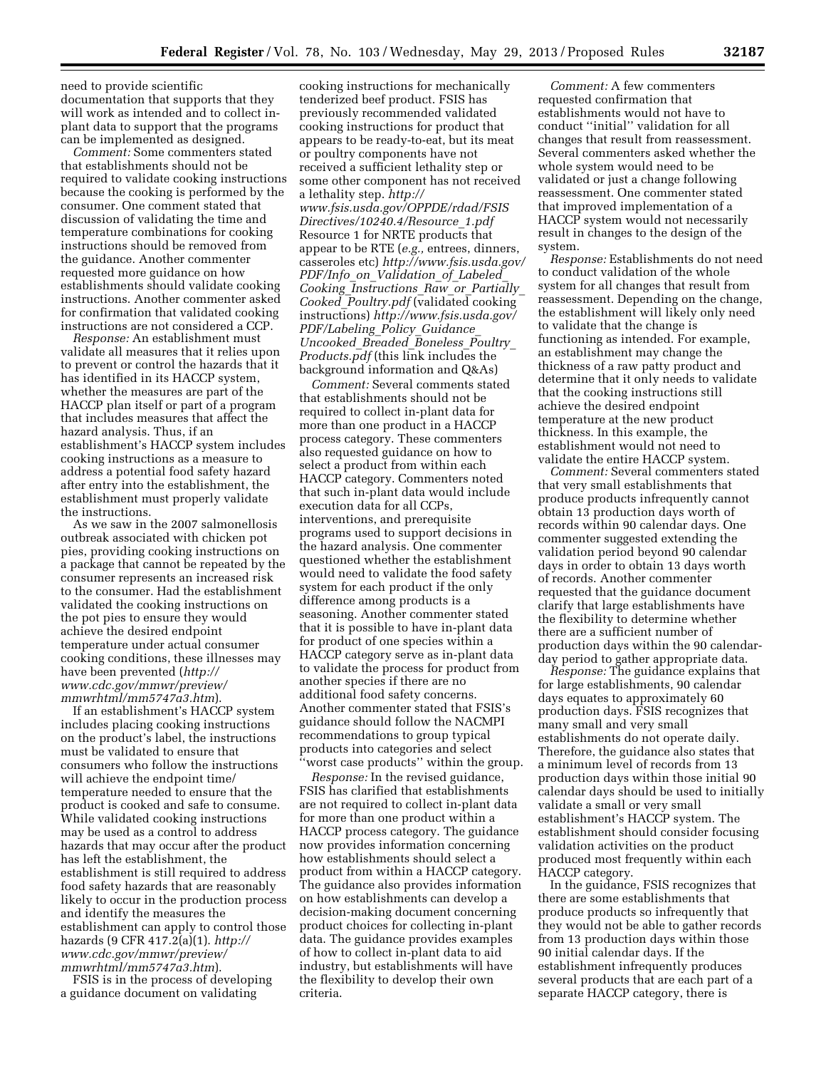need to provide scientific documentation that supports that they will work as intended and to collect in-plant data to support that the programs can be implemented as designed.

*Comment:* Some commenters stated that establishments should not be required to validate cooking instructions because the cooking is performed by the consumer. One comment stated that discussion of validating the time and temperature combinations for cooking instructions should be removed from the guidance. Another commenter requested more guidance on how establishments should validate cooking instructions. Another commenter asked for confirmation that validated cooking instructions are not considered a CCP.

*Response:* An establishment must validate all measures that it relies upon to prevent or control the hazards that it has identified in its HACCP system, whether the measures are part of the HACCP plan itself or part of a program that includes measures that affect the hazard analysis. Thus, if an establishment's HACCP system includes cooking instructions as a measure to address a potential food safety hazard after entry into the establishment, the establishment must properly validate the instructions.

As we saw in the 2007 salmonellosis outbreak associated with chicken pot pies, providing cooking instructions on a package that cannot be repeated by the consumer represents an increased risk to the consumer. Had the establishment validated the cooking instructions on the pot pies to ensure they would achieve the desired endpoint temperature under actual consumer cooking conditions, these illnesses may have been prevented (*http://www.cdc.gov/mmwr/preview/mmwrhtml/mm5747a3.htm*).

If an establishment's HACCP system includes placing cooking instructions on the product's label, the instructions must be validated to ensure that consumers who follow the instructions will achieve the endpoint time/temperature needed to ensure that the product is cooked and safe to consume. While validated cooking instructions may be used as a control to address hazards that may occur after the product has left the establishment, the establishment is still required to address food safety hazards that are reasonably likely to occur in the production process and identify the measures the establishment can apply to control those hazards (9 CFR 417.2(a)(1). *http://www.cdc.gov/mmwr/preview/mmwrhtml/mm5747a3.htm*).

FSIS is in the process of developing a guidance document on validating cooking instructions for mechanically tenderized beef product. FSIS has previously recommended validated cooking instructions for product that appears to be ready-to-eat, but its meat or poultry components have not received a sufficient lethality step or some other component has not received a lethality step. *http://www.fsis.usda.gov/OPPDE/rdad/FSISDirectives/10240.4/Resource_1.pdf* Resource 1 for NRTE products that appear to be RTE (*e.g.,* entrees, dinners, casseroles etc) *http://www.fsis.usda.gov/PDF/Info_on_Validation_of_Labeled_Cooking_Instructions_Raw_or_Partially_Cooked_Poultry.pdf* (validated cooking instructions) *http://www.fsis.usda.gov/PDF/Labeling_Policy_Guidance_Uncooked_Breaded_Boneless_Poultry_Products.pdf* (this link includes the background information and Q&As)

*Comment:* Several comments stated that establishments should not be required to collect in-plant data for more than one product in a HACCP process category. These commenters also requested guidance on how to select a product from within each HACCP category. Commenters noted that such in-plant data would include execution data for all CCPs, interventions, and prerequisite programs used to support decisions in the hazard analysis. One commenter questioned whether the establishment would need to validate the food safety system for each product if the only difference among products is a seasoning. Another commenter stated that it is possible to have in-plant data for product of one species within a HACCP category serve as in-plant data to validate the process for product from another species if there are no additional food safety concerns. Another commenter stated that FSIS's guidance should follow the NACMPI recommendations to group typical products into categories and select ''worst case products'' within the group.

*Response:* In the revised guidance, FSIS has clarified that establishments are not required to collect in-plant data for more than one product within a HACCP process category. The guidance now provides information concerning how establishments should select a product from within a HACCP category. The guidance also provides information on how establishments can develop a decision-making document concerning product choices for collecting in-plant data. The guidance provides examples of how to collect in-plant data to aid industry, but establishments will have the flexibility to develop their own criteria.

*Comment:* A few commenters requested confirmation that establishments would not have to conduct ''initial'' validation for all changes that result from reassessment. Several commenters asked whether the whole system would need to be validated or just a change following reassessment. One commenter stated that improved implementation of a HACCP system would not necessarily result in changes to the design of the system.

*Response:* Establishments do not need to conduct validation of the whole system for all changes that result from reassessment. Depending on the change, the establishment will likely only need to validate that the change is functioning as intended. For example, an establishment may change the thickness of a raw patty product and determine that it only needs to validate that the cooking instructions still achieve the desired endpoint temperature at the new product thickness. In this example, the establishment would not need to validate the entire HACCP system.

*Comment:* Several commenters stated that very small establishments that produce products infrequently cannot obtain 13 production days worth of records within 90 calendar days. One commenter suggested extending the validation period beyond 90 calendar days in order to obtain 13 days worth of records. Another commenter requested that the guidance document clarify that large establishments have the flexibility to determine whether there are a sufficient number of production days within the 90 calendar-day period to gather appropriate data.

*Response:* The guidance explains that for large establishments, 90 calendar days equates to approximately 60 production days. FSIS recognizes that many small and very small establishments do not operate daily. Therefore, the guidance also states that a minimum level of records from 13 production days within those initial 90 calendar days should be used to initially validate a small or very small establishment's HACCP system. The establishment should consider focusing validation activities on the product produced most frequently within each HACCP category.

In the guidance, FSIS recognizes that there are some establishments that produce products so infrequently that they would not be able to gather records from 13 production days within those 90 initial calendar days. If the establishment infrequently produces several products that are each part of a separate HACCP category, there is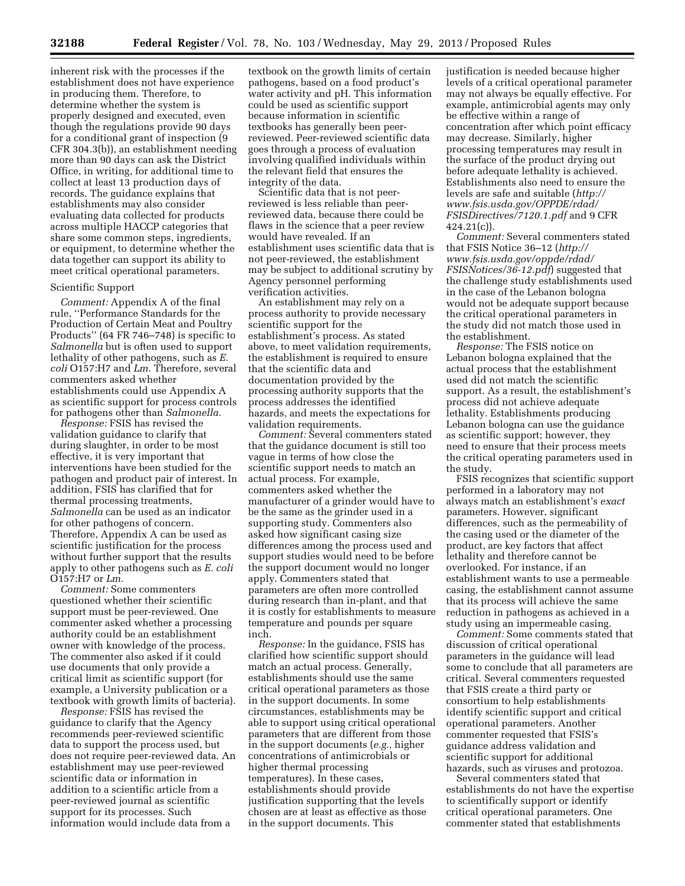inherent risk with the processes if the establishment does not have experience in producing them. Therefore, to determine whether the system is properly designed and executed, even though the regulations provide 90 days for a conditional grant of inspection (9 CFR 304.3(b)), an establishment needing more than 90 days can ask the District Office, in writing, for additional time to collect at least 13 production days of records. The guidance explains that establishments may also consider evaluating data collected for products across multiple HACCP categories that share some common steps, ingredients, or equipment, to determine whether the data together can support its ability to meet critical operational parameters.

Scientific Support

*Comment:* Appendix A of the final rule, ''Performance Standards for the Production of Certain Meat and Poultry Products'' (64 FR 746–748) is specific to *Salmonella* but is often used to support lethality of other pathogens, such as *E. coli* O157:H7 and *Lm.* Therefore, several commenters asked whether establishments could use Appendix A as scientific support for process controls for pathogens other than *Salmonella.*

*Response:* FSIS has revised the validation guidance to clarify that during slaughter, in order to be most effective, it is very important that interventions have been studied for the pathogen and product pair of interest. In addition, FSIS has clarified that for thermal processing treatments, *Salmonella* can be used as an indicator for other pathogens of concern. Therefore, Appendix A can be used as scientific justification for the process without further support that the results apply to other pathogens such as *E. coli* O157:H7 or *Lm.*

*Comment:* Some commenters questioned whether their scientific support must be peer-reviewed. One commenter asked whether a processing authority could be an establishment owner with knowledge of the process. The commenter also asked if it could use documents that only provide a critical limit as scientific support (for example, a University publication or a textbook with growth limits of bacteria).

*Response:* FSIS has revised the guidance to clarify that the Agency recommends peer-reviewed scientific data to support the process used, but does not require peer-reviewed data. An establishment may use peer-reviewed scientific data or information in addition to a scientific article from a peer-reviewed journal as scientific support for its processes. Such information would include data from a textbook on the growth limits of certain pathogens, based on a food product's water activity and pH. This information could be used as scientific support because information in scientific textbooks has generally been peer-reviewed. Peer-reviewed scientific data goes through a process of evaluation involving qualified individuals within the relevant field that ensures the integrity of the data.

Scientific data that is not peer-reviewed is less reliable than peer-reviewed data, because there could be flaws in the science that a peer review would have revealed. If an establishment uses scientific data that is not peer-reviewed, the establishment may be subject to additional scrutiny by Agency personnel performing verification activities.

An establishment may rely on a process authority to provide necessary scientific support for the establishment's process. As stated above, to meet validation requirements, the establishment is required to ensure that the scientific data and documentation provided by the processing authority supports that the process addresses the identified hazards, and meets the expectations for validation requirements.

*Comment:* Several commenters stated that the guidance document is still too vague in terms of how close the scientific support needs to match an actual process. For example, commenters asked whether the manufacturer of a grinder would have to be the same as the grinder used in a supporting study. Commenters also asked how significant casing size differences among the process used and support studies would need to be before the support document would no longer apply. Commenters stated that parameters are often more controlled during research than in-plant, and that it is costly for establishments to measure temperature and pounds per square inch.

*Response:* In the guidance, FSIS has clarified how scientific support should match an actual process. Generally, establishments should use the same critical operational parameters as those in the support documents. In some circumstances, establishments may be able to support using critical operational parameters that are different from those in the support documents (*e.g.,* higher concentrations of antimicrobials or higher thermal processing temperatures). In these cases, establishments should provide justification supporting that the levels chosen are at least as effective as those in the support documents. This justification is needed because higher levels of a critical operational parameter may not always be equally effective. For example, antimicrobial agents may only be effective within a range of concentration after which point efficacy may decrease. Similarly, higher processing temperatures may result in the surface of the product drying out before adequate lethality is achieved. Establishments also need to ensure the levels are safe and suitable (*http://www.fsis.usda.gov/OPPDE/rdad/FSISDirectives/7120.1.pdf* and 9 CFR 424.21(c)).

*Comment:* Several commenters stated that FSIS Notice 36–12 (*http://www.fsis.usda.gov/oppde/rdad/FSISNotices/36-12.pdf*) suggested that the challenge study establishments used in the case of the Lebanon bologna would not be adequate support because the critical operational parameters in the study did not match those used in the establishment.

*Response:* The FSIS notice on Lebanon bologna explained that the actual process that the establishment used did not match the scientific support. As a result, the establishment's process did not achieve adequate lethality. Establishments producing Lebanon bologna can use the guidance as scientific support; however, they need to ensure that their process meets the critical operating parameters used in the study.

FSIS recognizes that scientific support performed in a laboratory may not always match an establishment's *exact* parameters. However, significant differences, such as the permeability of the casing used or the diameter of the product, are key factors that affect lethality and therefore cannot be overlooked. For instance, if an establishment wants to use a permeable casing, the establishment cannot assume that its process will achieve the same reduction in pathogens as achieved in a study using an impermeable casing.

*Comment:* Some comments stated that discussion of critical operational parameters in the guidance will lead some to conclude that all parameters are critical. Several commenters requested that FSIS create a third party or consortium to help establishments identify scientific support and critical operational parameters. Another commenter requested that FSIS's guidance address validation and scientific support for additional hazards, such as viruses and protozoa.

Several commenters stated that establishments do not have the expertise to scientifically support or identify critical operational parameters. One commenter stated that establishments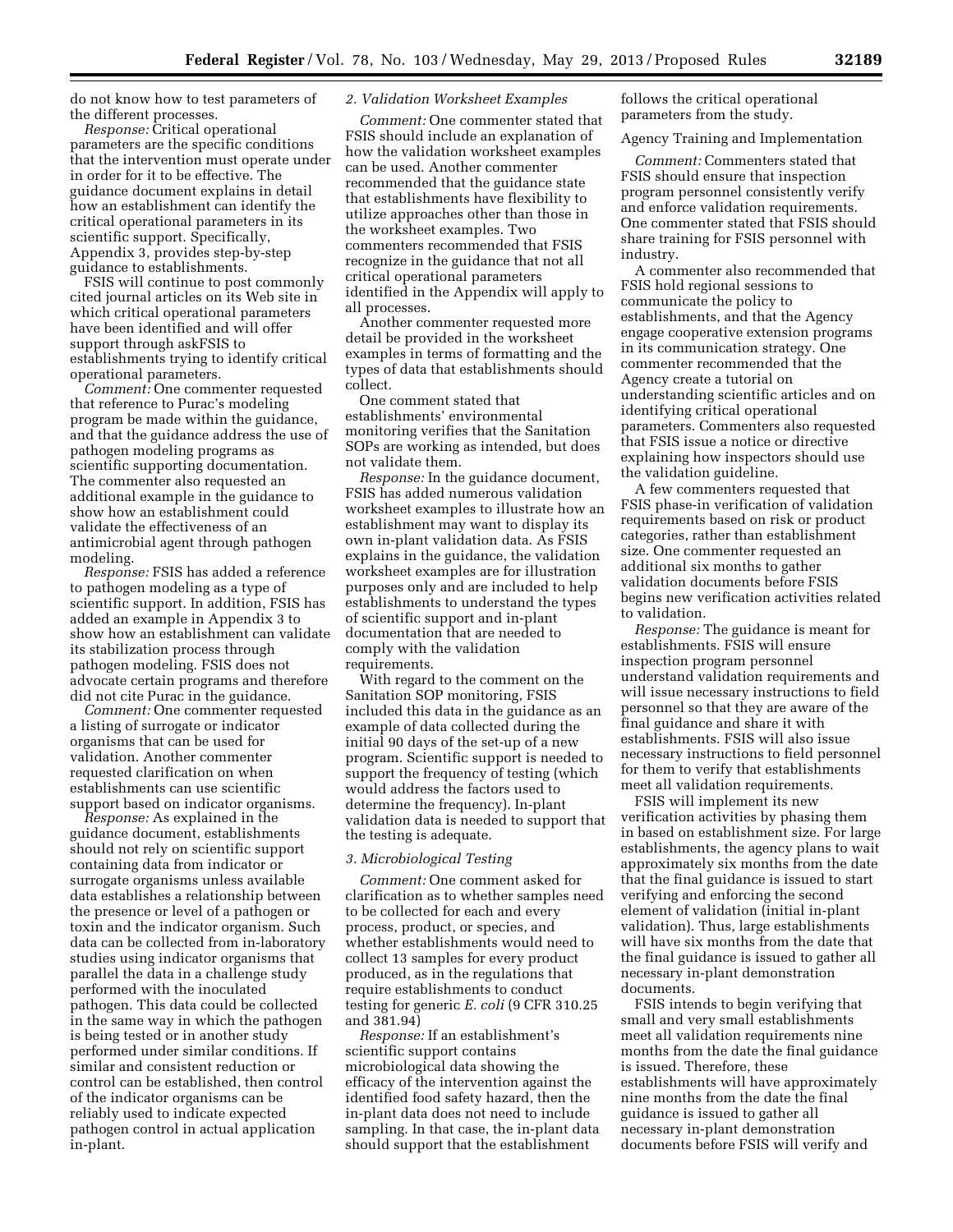do not know how to test parameters of the different processes.

*Response:* Critical operational parameters are the specific conditions that the intervention must operate under in order for it to be effective. The guidance document explains in detail how an establishment can identify the critical operational parameters in its scientific support. Specifically, Appendix 3, provides step-by-step guidance to establishments.

FSIS will continue to post commonly cited journal articles on its Web site in which critical operational parameters have been identified and will offer support through askFSIS to establishments trying to identify critical operational parameters.

*Comment:* One commenter requested that reference to Purac's modeling program be made within the guidance, and that the guidance address the use of pathogen modeling programs as scientific supporting documentation. The commenter also requested an additional example in the guidance to show how an establishment could validate the effectiveness of an antimicrobial agent through pathogen modeling.

*Response:* FSIS has added a reference to pathogen modeling as a type of scientific support. In addition, FSIS has added an example in Appendix 3 to show how an establishment can validate its stabilization process through pathogen modeling. FSIS does not advocate certain programs and therefore did not cite Purac in the guidance.

*Comment:* One commenter requested a listing of surrogate or indicator organisms that can be used for validation. Another commenter requested clarification on when establishments can use scientific support based on indicator organisms.

*Response:* As explained in the guidance document, establishments should not rely on scientific support containing data from indicator or surrogate organisms unless available data establishes a relationship between the presence or level of a pathogen or toxin and the indicator organism. Such data can be collected from in-laboratory studies using indicator organisms that parallel the data in a challenge study performed with the inoculated pathogen. This data could be collected in the same way in which the pathogen is being tested or in another study performed under similar conditions. If similar and consistent reduction or control can be established, then control of the indicator organisms can be reliably used to indicate expected pathogen control in actual application in-plant.

*2. Validation Worksheet Examples*

*Comment:* One commenter stated that FSIS should include an explanation of how the validation worksheet examples can be used. Another commenter recommended that the guidance state that establishments have flexibility to utilize approaches other than those in the worksheet examples. Two commenters recommended that FSIS recognize in the guidance that not all critical operational parameters identified in the Appendix will apply to all processes.

Another commenter requested more detail be provided in the worksheet examples in terms of formatting and the types of data that establishments should collect.

One comment stated that establishments' environmental monitoring verifies that the Sanitation SOPs are working as intended, but does not validate them.

*Response:* In the guidance document, FSIS has added numerous validation worksheet examples to illustrate how an establishment may want to display its own in-plant validation data. As FSIS explains in the guidance, the validation worksheet examples are for illustration purposes only and are included to help establishments to understand the types of scientific support and in-plant documentation that are needed to comply with the validation requirements.

With regard to the comment on the Sanitation SOP monitoring, FSIS included this data in the guidance as an example of data collected during the initial 90 days of the set-up of a new program. Scientific support is needed to support the frequency of testing (which would address the factors used to determine the frequency). In-plant validation data is needed to support that the testing is adequate.

*3. Microbiological Testing*

*Comment:* One comment asked for clarification as to whether samples need to be collected for each and every process, product, or species, and whether establishments would need to collect 13 samples for every product produced, as in the regulations that require establishments to conduct testing for generic *E. coli* (9 CFR 310.25 and 381.94)

*Response:* If an establishment's scientific support contains microbiological data showing the efficacy of the intervention against the identified food safety hazard, then the in-plant data does not need to include sampling. In that case, the in-plant data should support that the establishment follows the critical operational parameters from the study.

Agency Training and Implementation

*Comment:* Commenters stated that FSIS should ensure that inspection program personnel consistently verify and enforce validation requirements. One commenter stated that FSIS should share training for FSIS personnel with industry.

A commenter also recommended that FSIS hold regional sessions to communicate the policy to establishments, and that the Agency engage cooperative extension programs in its communication strategy. One commenter recommended that the Agency create a tutorial on understanding scientific articles and on identifying critical operational parameters. Commenters also requested that FSIS issue a notice or directive explaining how inspectors should use the validation guideline.

A few commenters requested that FSIS phase-in verification of validation requirements based on risk or product categories, rather than establishment size. One commenter requested an additional six months to gather validation documents before FSIS begins new verification activities related to validation.

*Response:* The guidance is meant for establishments. FSIS will ensure inspection program personnel understand validation requirements and will issue necessary instructions to field personnel so that they are aware of the final guidance and share it with establishments. FSIS will also issue necessary instructions to field personnel for them to verify that establishments meet all validation requirements.

FSIS will implement its new verification activities by phasing them in based on establishment size. For large establishments, the agency plans to wait approximately six months from the date that the final guidance is issued to start verifying and enforcing the second element of validation (initial in-plant validation). Thus, large establishments will have six months from the date that the final guidance is issued to gather all necessary in-plant demonstration documents.

FSIS intends to begin verifying that small and very small establishments meet all validation requirements nine months from the date the final guidance is issued. Therefore, these establishments will have approximately nine months from the date the final guidance is issued to gather all necessary in-plant demonstration documents before FSIS will verify and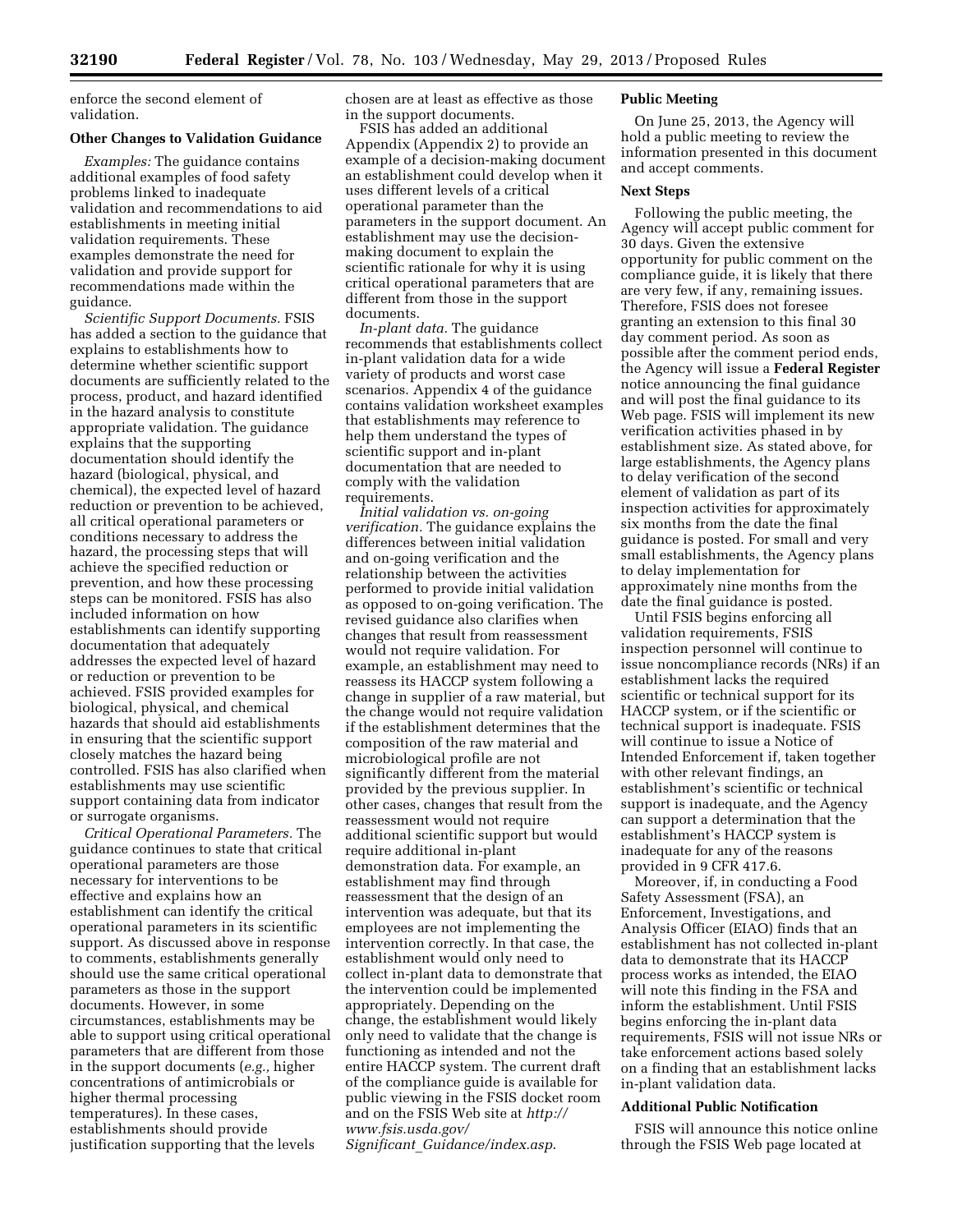enforce the second element of validation.

### Other Changes to Validation Guidance

*Examples:* The guidance contains additional examples of food safety problems linked to inadequate validation and recommendations to aid establishments in meeting initial validation requirements. These examples demonstrate the need for validation and provide support for recommendations made within the guidance.

*Scientific Support Documents.* FSIS has added a section to the guidance that explains to establishments how to determine whether scientific support documents are sufficiently related to the process, product, and hazard identified in the hazard analysis to constitute appropriate validation. The guidance explains that the supporting documentation should identify the hazard (biological, physical, and chemical), the expected level of hazard reduction or prevention to be achieved, all critical operational parameters or conditions necessary to address the hazard, the processing steps that will achieve the specified reduction or prevention, and how these processing steps can be monitored. FSIS has also included information on how establishments can identify supporting documentation that adequately addresses the expected level of hazard or reduction or prevention to be achieved. FSIS provided examples for biological, physical, and chemical hazards that should aid establishments in ensuring that the scientific support closely matches the hazard being controlled. FSIS has also clarified when establishments may use scientific support containing data from indicator or surrogate organisms.

*Critical Operational Parameters.* The guidance continues to state that critical operational parameters are those necessary for interventions to be effective and explains how an establishment can identify the critical operational parameters in its scientific support. As discussed above in response to comments, establishments generally should use the same critical operational parameters as those in the support documents. However, in some circumstances, establishments may be able to support using critical operational parameters that are different from those in the support documents (*e.g.,* higher concentrations of antimicrobials or higher thermal processing temperatures). In these cases, establishments should provide justification supporting that the levels chosen are at least as effective as those in the support documents.

FSIS has added an additional Appendix (Appendix 2) to provide an example of a decision-making document an establishment could develop when it uses different levels of a critical operational parameter than the parameters in the support document. An establishment may use the decision-making document to explain the scientific rationale for why it is using critical operational parameters that are different from those in the support documents.

*In-plant data.* The guidance recommends that establishments collect in-plant validation data for a wide variety of products and worst case scenarios. Appendix 4 of the guidance contains validation worksheet examples that establishments may reference to help them understand the types of scientific support and in-plant documentation that are needed to comply with the validation requirements.

*Initial validation vs. on-going verification.* The guidance explains the differences between initial validation and on-going verification and the relationship between the activities performed to provide initial validation as opposed to on-going verification. The revised guidance also clarifies when changes that result from reassessment would not require validation. For example, an establishment may need to reassess its HACCP system following a change in supplier of a raw material, but the change would not require validation if the establishment determines that the composition of the raw material and microbiological profile are not significantly different from the material provided by the previous supplier. In other cases, changes that result from the reassessment would not require additional scientific support but would require additional in-plant demonstration data. For example, an establishment may find through reassessment that the design of an intervention was adequate, but that its employees are not implementing the intervention correctly. In that case, the establishment would only need to collect in-plant data to demonstrate that the intervention could be implemented appropriately. Depending on the change, the establishment would likely only need to validate that the change is functioning as intended and not the entire HACCP system. The current draft of the compliance guide is available for public viewing in the FSIS docket room and on the FSIS Web site at *http://www.fsis.usda.gov/Significant_Guidance/index.asp*.

### Public Meeting

On June 25, 2013, the Agency will hold a public meeting to review the information presented in this document and accept comments.

### Next Steps

Following the public meeting, the Agency will accept public comment for 30 days. Given the extensive opportunity for public comment on the compliance guide, it is likely that there are very few, if any, remaining issues. Therefore, FSIS does not foresee granting an extension to this final 30 day comment period. As soon as possible after the comment period ends, the Agency will issue a **Federal Register** notice announcing the final guidance and will post the final guidance to its Web page. FSIS will implement its new verification activities phased in by establishment size. As stated above, for large establishments, the Agency plans to delay verification of the second element of validation as part of its inspection activities for approximately six months from the date the final guidance is posted. For small and very small establishments, the Agency plans to delay implementation for approximately nine months from the date the final guidance is posted.

Until FSIS begins enforcing all validation requirements, FSIS inspection personnel will continue to issue noncompliance records (NRs) if an establishment lacks the required scientific or technical support for its HACCP system, or if the scientific or technical support is inadequate. FSIS will continue to issue a Notice of Intended Enforcement if, taken together with other relevant findings, an establishment's scientific or technical support is inadequate, and the Agency can support a determination that the establishment's HACCP system is inadequate for any of the reasons provided in 9 CFR 417.6.

Moreover, if, in conducting a Food Safety Assessment (FSA), an Enforcement, Investigations, and Analysis Officer (EIAO) finds that an establishment has not collected in-plant data to demonstrate that its HACCP process works as intended, the EIAO will note this finding in the FSA and inform the establishment. Until FSIS begins enforcing the in-plant data requirements, FSIS will not issue NRs or take enforcement actions based solely on a finding that an establishment lacks in-plant validation data.

### Additional Public Notification

FSIS will announce this notice online through the FSIS Web page located at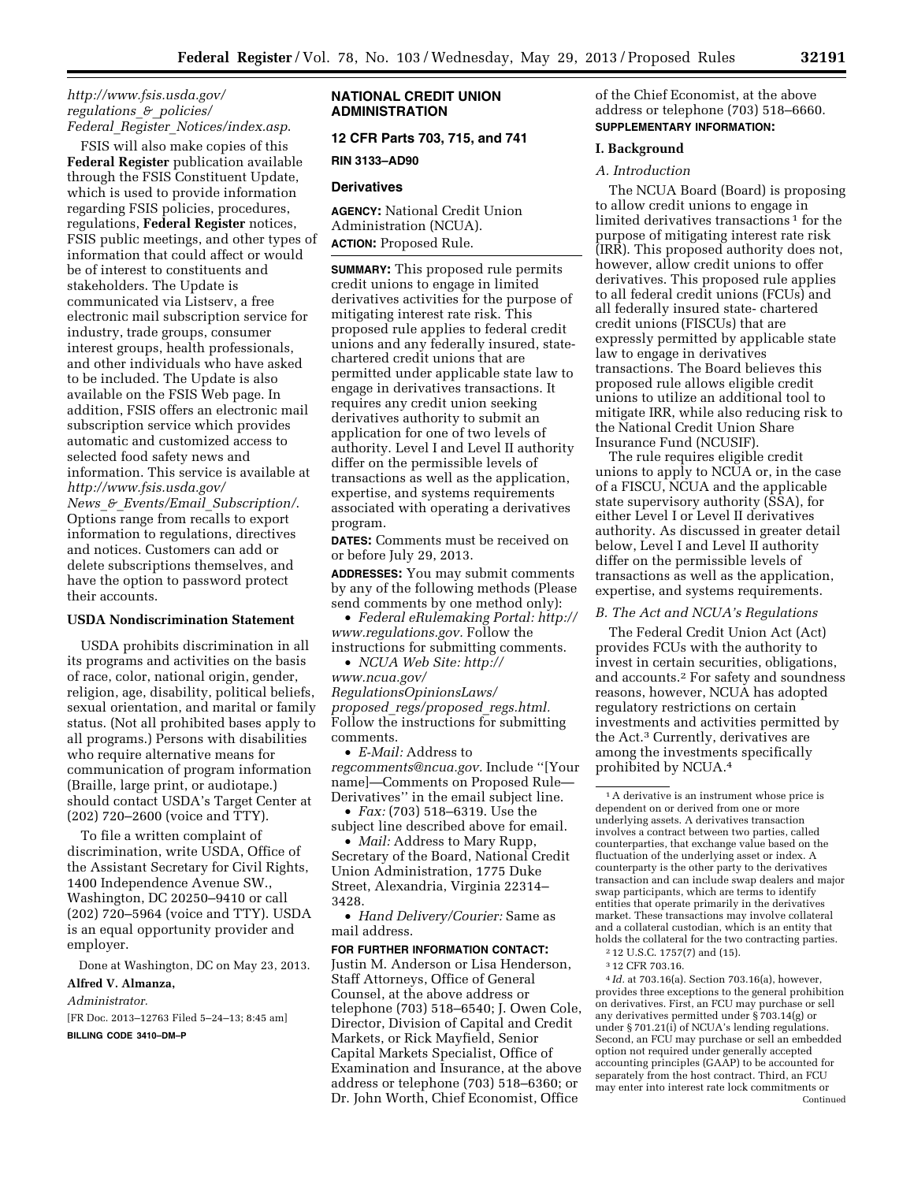*http://www.fsis.usda.gov/regulations_&_policies/Federal_Register_Notices/index.asp.*

FSIS will also make copies of this **Federal Register** publication available through the FSIS Constituent Update, which is used to provide information regarding FSIS policies, procedures, regulations, **Federal Register** notices, FSIS public meetings, and other types of information that could affect or would be of interest to constituents and stakeholders. The Update is communicated via Listserv, a free electronic mail subscription service for industry, trade groups, consumer interest groups, health professionals, and other individuals who have asked to be included. The Update is also available on the FSIS Web page. In addition, FSIS offers an electronic mail subscription service which provides automatic and customized access to selected food safety news and information. This service is available at *http://www.fsis.usda.gov/News_&_Events/Email_Subscription/.* Options range from recalls to export information to regulations, directives and notices. Customers can add or delete subscriptions themselves, and have the option to password protect their accounts.

### USDA Nondiscrimination Statement

USDA prohibits discrimination in all its programs and activities on the basis of race, color, national origin, gender, religion, age, disability, political beliefs, sexual orientation, and marital or family status. (Not all prohibited bases apply to all programs.) Persons with disabilities who require alternative means for communication of program information (Braille, large print, or audiotape.) should contact USDA's Target Center at (202) 720–2600 (voice and TTY).

To file a written complaint of discrimination, write USDA, Office of the Assistant Secretary for Civil Rights, 1400 Independence Avenue SW., Washington, DC 20250–9410 or call (202) 720–5964 (voice and TTY). USDA is an equal opportunity provider and employer.

Done at Washington, DC on May 23, 2013.

**Alfred V. Almanza,**

*Administrator.*

[FR Doc. 2013–12763 Filed 5–24–13; 8:45 am]

**BILLING CODE 3410–DM–P**

## NATIONAL CREDIT UNION ADMINISTRATION

**12 CFR Parts 703, 715, and 741**

**RIN 3133–AD90**

### Derivatives

**AGENCY:** National Credit Union Administration (NCUA).

**ACTION:** Proposed Rule.

**SUMMARY:** This proposed rule permits credit unions to engage in limited derivatives activities for the purpose of mitigating interest rate risk. This proposed rule applies to federal credit unions and any federally insured, state-chartered credit unions that are permitted under applicable state law to engage in derivatives transactions. It requires any credit union seeking derivatives authority to submit an application for one of two levels of authority. Level I and Level II authority differ on the permissible levels of transactions as well as the application, expertise, and systems requirements associated with operating a derivatives program.

**DATES:** Comments must be received on or before July 29, 2013.

**ADDRESSES:** You may submit comments by any of the following methods (Please send comments by one method only):

- *Federal eRulemaking Portal: http://www.regulations.gov.* Follow the instructions for submitting comments.
- *NCUA Web Site: http://www.ncua.gov/RegulationsOpinionsLaws/proposed_regs/proposed_regs.html.* Follow the instructions for submitting comments.
- *E-Mail:* Address to *regcomments@ncua.gov.* Include ''[Your name]—Comments on Proposed Rule—Derivatives'' in the email subject line.
- *Fax:* (703) 518–6319. Use the subject line described above for email.
- *Mail:* Address to Mary Rupp, Secretary of the Board, National Credit Union Administration, 1775 Duke Street, Alexandria, Virginia 22314–3428.
- *Hand Delivery/Courier:* Same as mail address.

**FOR FURTHER INFORMATION CONTACT:** Justin M. Anderson or Lisa Henderson, Staff Attorneys, Office of General Counsel, at the above address or telephone (703) 518–6540; J. Owen Cole, Director, Division of Capital and Credit Markets, or Rick Mayfield, Senior Capital Markets Specialist, Office of Examination and Insurance, at the above address or telephone (703) 518–6360; or Dr. John Worth, Chief Economist, Office of the Chief Economist, at the above address or telephone (703) 518–6660.

**SUPPLEMENTARY INFORMATION:**

### I. Background

*A. Introduction*

The NCUA Board (Board) is proposing to allow credit unions to engage in limited derivatives transactions [1] for the purpose of mitigating interest rate risk (IRR). This proposed authority does not, however, allow credit unions to offer derivatives. This proposed rule applies to all federal credit unions (FCUs) and all federally insured state- chartered credit unions (FISCUs) that are expressly permitted by applicable state law to engage in derivatives transactions. The Board believes this proposed rule allows eligible credit unions to utilize an additional tool to mitigate IRR, while also reducing risk to the National Credit Union Share Insurance Fund (NCUSIF).

The rule requires eligible credit unions to apply to NCUA or, in the case of a FISCU, NCUA and the applicable state supervisory authority (SSA), for either Level I or Level II derivatives authority. As discussed in greater detail below, Level I and Level II authority differ on the permissible levels of transactions as well as the application, expertise, and systems requirements.

*B. The Act and NCUA's Regulations*

The Federal Credit Union Act (Act) provides FCUs with the authority to invest in certain securities, obligations, and accounts.[2] For safety and soundness reasons, however, NCUA has adopted regulatory restrictions on certain investments and activities permitted by the Act.[3] Currently, derivatives are among the investments specifically prohibited by NCUA.[4]

---

[1] A derivative is an instrument whose price is dependent on or derived from one or more underlying assets. A derivatives transaction involves a contract between two parties, called counterparties, that exchange value based on the fluctuation of the underlying asset or index. A counterparty is the other party to the derivatives transaction and can include swap dealers and major swap participants, which are terms to identify entities that operate primarily in the derivatives market. These transactions may involve collateral and a collateral custodian, which is an entity that holds the collateral for the two contracting parties.

[2] 12 U.S.C. 1757(7) and (15).

[3] 12 CFR 703.16.

[4] *Id.* at 703.16(a). Section 703.16(a), however, provides three exceptions to the general prohibition on derivatives. First, an FCU may purchase or sell any derivatives permitted under § 703.14(g) or under § 701.21(i) of NCUA's lending regulations. Second, an FCU may purchase or sell an embedded option not required under generally accepted accounting principles (GAAP) to be accounted for separately from the host contract. Third, an FCU may enter into interest rate lock commitments or

Continued